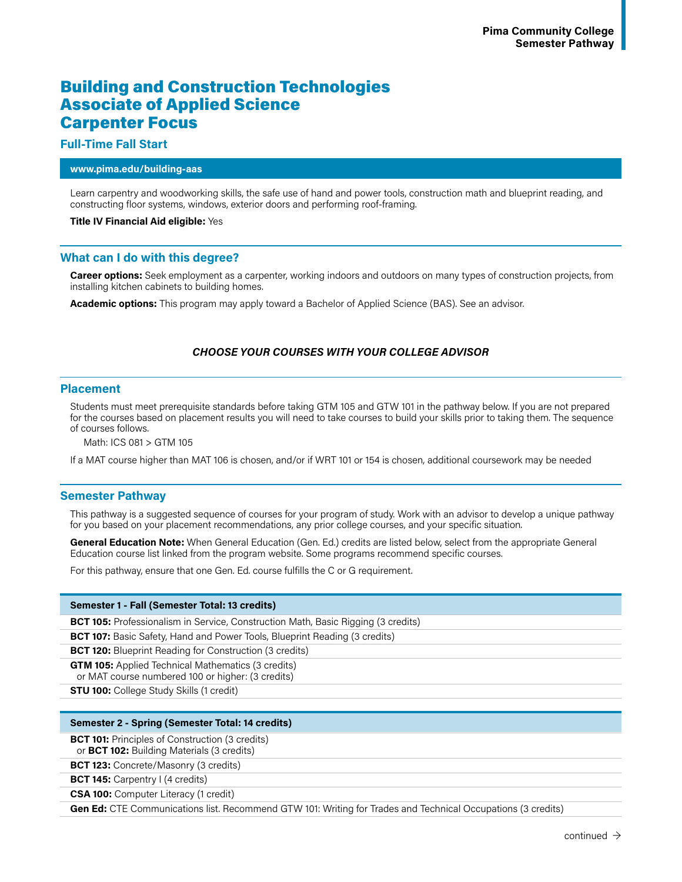# Building and Construction Technologies Associate of Applied Science Carpenter Focus

## Full-Time Fall Start

**www.pima.edu/building-aas**

Learn carpentry and woodworking skills, the safe use of hand and power tools, construction math and blueprint reading, and constructing floor systems, windows, exterior doors and performing roof-framing.

**Title IV Financial Aid eligible:** Yes

## What can I do with this degree?

**Career options:** Seek employment as a carpenter, working indoors and outdoors on many types of construction projects, from installing kitchen cabinets to building homes.

**Academic options:** This program may apply toward a Bachelor of Applied Science (BAS). See an advisor.

***CHOOSE YOUR COURSES WITH YOUR COLLEGE ADVISOR***

## Placement

Students must meet prerequisite standards before taking GTM 105 and GTW 101 in the pathway below. If you are not prepared for the courses based on placement results you will need to take courses to build your skills prior to taking them. The sequence of courses follows.

Math: ICS 081 > GTM 105

If a MAT course higher than MAT 106 is chosen, and/or if WRT 101 or 154 is chosen, additional coursework may be needed

## Semester Pathway

This pathway is a suggested sequence of courses for your program of study. Work with an advisor to develop a unique pathway for you based on your placement recommendations, any prior college courses, and your specific situation.

**General Education Note:** When General Education (Gen. Ed.) credits are listed below, select from the appropriate General Education course list linked from the program website. Some programs recommend specific courses.

For this pathway, ensure that one Gen. Ed. course fulfills the C or G requirement.

| Semester 1 - Fall (Semester Total: 13 credits) |
|---|
| **BCT 105:** Professionalism in Service, Construction Math, Basic Rigging (3 credits) |
| **BCT 107:** Basic Safety, Hand and Power Tools, Blueprint Reading (3 credits) |
| **BCT 120:** Blueprint Reading for Construction (3 credits) |
| **GTM 105:** Applied Technical Mathematics (3 credits) or MAT course numbered 100 or higher: (3 credits) |
| **STU 100:** College Study Skills (1 credit) |

| Semester 2 - Spring (Semester Total: 14 credits) |
|---|
| **BCT 101:** Principles of Construction (3 credits) or **BCT 102:** Building Materials (3 credits) |
| **BCT 123:** Concrete/Masonry (3 credits) |
| **BCT 145:** Carpentry I (4 credits) |
| **CSA 100:** Computer Literacy (1 credit) |
| **Gen Ed:** CTE Communications list. Recommend GTW 101: Writing for Trades and Technical Occupations (3 credits) |

continued →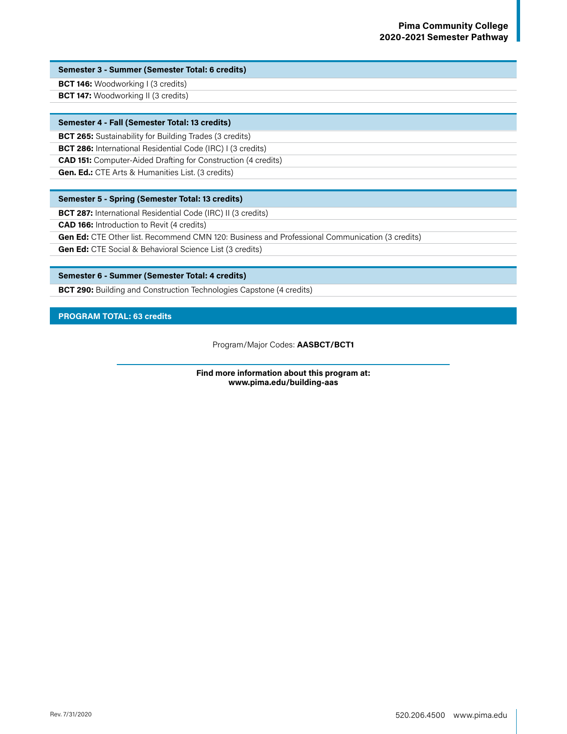### Semester 3 - Summer (Semester Total: 6 credits)

**BCT 146:** Woodworking I (3 credits)

**BCT 147:** Woodworking II (3 credits)

### Semester 4 - Fall (Semester Total: 13 credits)

**BCT 265:** Sustainability for Building Trades (3 credits)

**BCT 286:** International Residential Code (IRC) I (3 credits)

**CAD 151:** Computer-Aided Drafting for Construction (4 credits)

**Gen. Ed.:** CTE Arts & Humanities List. (3 credits)

### Semester 5 - Spring (Semester Total: 13 credits)

**BCT 287:** International Residential Code (IRC) II (3 credits)

**CAD 166:** Introduction to Revit (4 credits)

**Gen Ed:** CTE Other list. Recommend CMN 120: Business and Professional Communication (3 credits)

**Gen Ed:** CTE Social & Behavioral Science List (3 credits)

### Semester 6 - Summer (Semester Total: 4 credits)

**BCT 290:** Building and Construction Technologies Capstone (4 credits)

**PROGRAM TOTAL: 63 credits**

Program/Major Codes: **AASBCT/BCT1**

**Find more information about this program at:**
**www.pima.edu/building-aas**

Rev. 7/31/2020